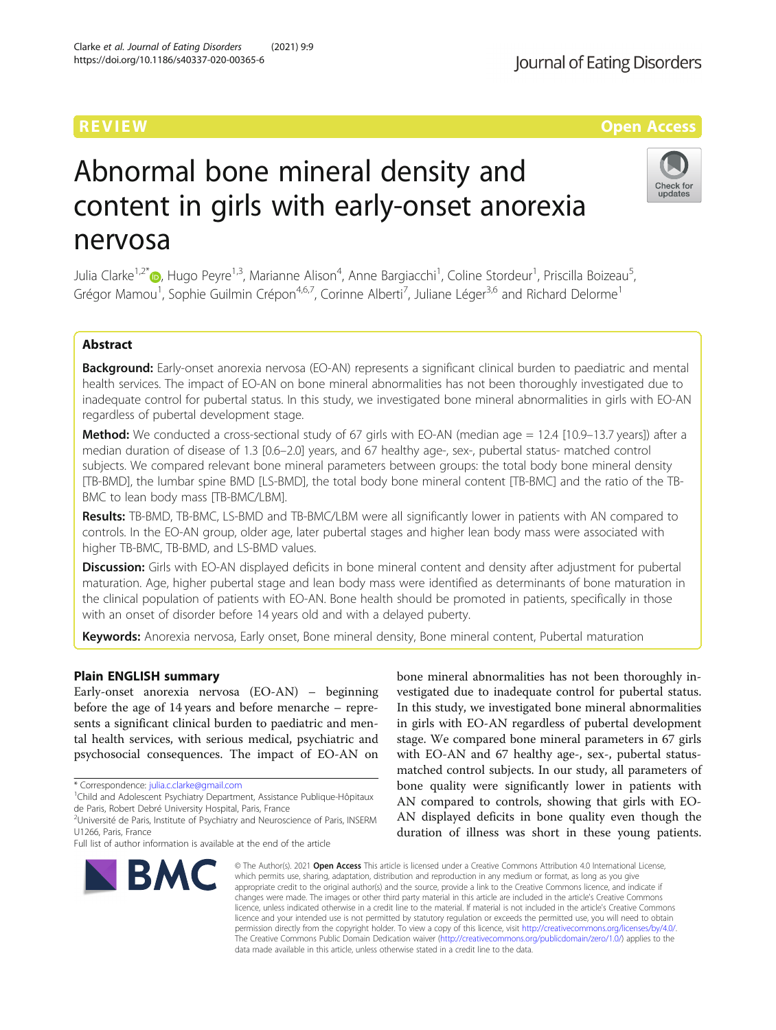REVIEW

Open Access

# Abnormal bone mineral density and content in girls with early-onset anorexia nervosa

Julia Clarke[1,2*], Hugo Peyre[1,3], Marianne Alison[4], Anne Bargiacchi[1], Coline Stordeur[1], Priscilla Boizeau[5], Grégor Mamou[1], Sophie Guilmin Crépon[4,6,7], Corinne Alberti[7], Juliane Léger[3,6] and Richard Delorme[1]

## Abstract

**Background:** Early-onset anorexia nervosa (EO-AN) represents a significant clinical burden to paediatric and mental health services. The impact of EO-AN on bone mineral abnormalities has not been thoroughly investigated due to inadequate control for pubertal status. In this study, we investigated bone mineral abnormalities in girls with EO-AN regardless of pubertal development stage.

**Method:** We conducted a cross-sectional study of 67 girls with EO-AN (median age = 12.4 [10.9–13.7 years]) after a median duration of disease of 1.3 [0.6–2.0] years, and 67 healthy age-, sex-, pubertal status- matched control subjects. We compared relevant bone mineral parameters between groups: the total body bone mineral density [TB-BMD], the lumbar spine BMD [LS-BMD], the total body bone mineral content [TB-BMC] and the ratio of the TB-BMC to lean body mass [TB-BMC/LBM].

**Results:** TB-BMD, TB-BMC, LS-BMD and TB-BMC/LBM were all significantly lower in patients with AN compared to controls. In the EO-AN group, older age, later pubertal stages and higher lean body mass were associated with higher TB-BMC, TB-BMD, and LS-BMD values.

**Discussion:** Girls with EO-AN displayed deficits in bone mineral content and density after adjustment for pubertal maturation. Age, higher pubertal stage and lean body mass were identified as determinants of bone maturation in the clinical population of patients with EO-AN. Bone health should be promoted in patients, specifically in those with an onset of disorder before 14 years old and with a delayed puberty.

**Keywords:** Anorexia nervosa, Early onset, Bone mineral density, Bone mineral content, Pubertal maturation

## Plain ENGLISH summary

Early-onset anorexia nervosa (EO-AN) – beginning before the age of 14 years and before menarche – represents a significant clinical burden to paediatric and mental health services, with serious medical, psychiatric and psychosocial consequences. The impact of EO-AN on bone mineral abnormalities has not been thoroughly investigated due to inadequate control for pubertal status. In this study, we investigated bone mineral abnormalities in girls with EO-AN regardless of pubertal development stage. We compared bone mineral parameters in 67 girls with EO-AN and 67 healthy age-, sex-, pubertal status-matched control subjects. In our study, all parameters of bone quality were significantly lower in patients with AN compared to controls, showing that girls with EO-AN displayed deficits in bone quality even though the duration of illness was short in these young patients.

\* Correspondence: julia.c.clarke@gmail.com
[1]Child and Adolescent Psychiatry Department, Assistance Publique-Hôpitaux de Paris, Robert Debré University Hospital, Paris, France
[2]Université de Paris, Institute of Psychiatry and Neuroscience of Paris, INSERM U1266, Paris, France
Full list of author information is available at the end of the article

© The Author(s). 2021 **Open Access** This article is licensed under a Creative Commons Attribution 4.0 International License, which permits use, sharing, adaptation, distribution and reproduction in any medium or format, as long as you give appropriate credit to the original author(s) and the source, provide a link to the Creative Commons licence, and indicate if changes were made. The images or other third party material in this article are included in the article's Creative Commons licence, unless indicated otherwise in a credit line to the material. If material is not included in the article's Creative Commons licence and your intended use is not permitted by statutory regulation or exceeds the permitted use, you will need to obtain permission directly from the copyright holder. To view a copy of this licence, visit http://creativecommons.org/licenses/by/4.0/. The Creative Commons Public Domain Dedication waiver (http://creativecommons.org/publicdomain/zero/1.0/) applies to the data made available in this article, unless otherwise stated in a credit line to the data.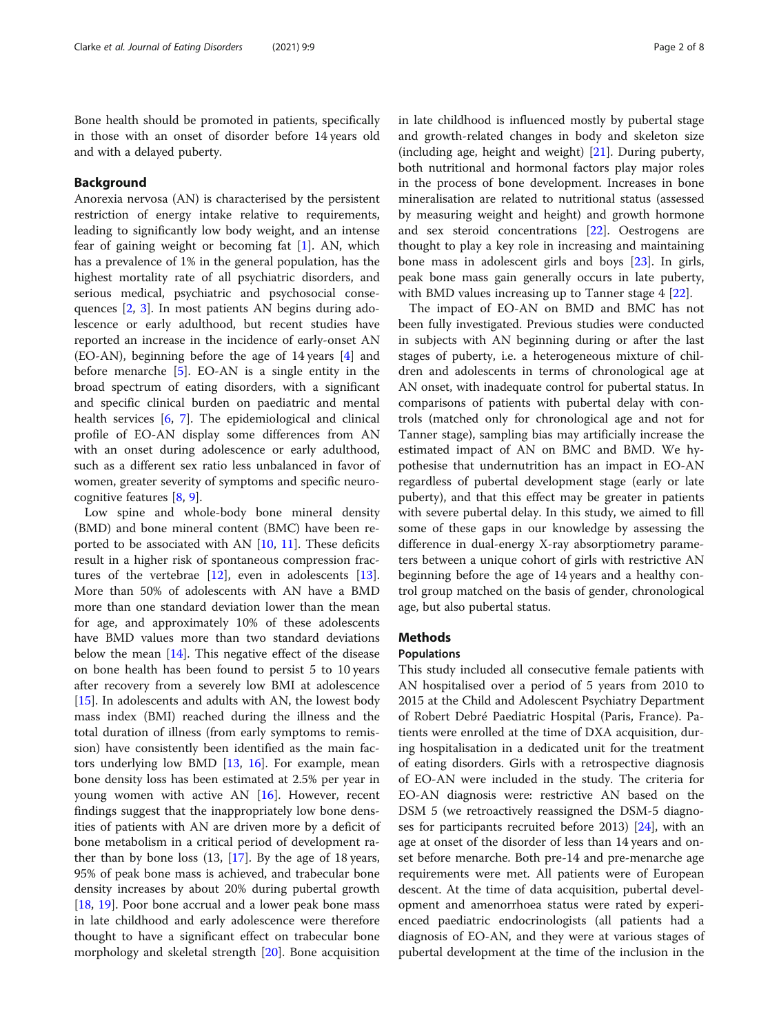Bone health should be promoted in patients, specifically in those with an onset of disorder before 14 years old and with a delayed puberty.

## Background

Anorexia nervosa (AN) is characterised by the persistent restriction of energy intake relative to requirements, leading to significantly low body weight, and an intense fear of gaining weight or becoming fat [1]. AN, which has a prevalence of 1% in the general population, has the highest mortality rate of all psychiatric disorders, and serious medical, psychiatric and psychosocial consequences [2, 3]. In most patients AN begins during adolescence or early adulthood, but recent studies have reported an increase in the incidence of early-onset AN (EO-AN), beginning before the age of 14 years [4] and before menarche [5]. EO-AN is a single entity in the broad spectrum of eating disorders, with a significant and specific clinical burden on paediatric and mental health services [6, 7]. The epidemiological and clinical profile of EO-AN display some differences from AN with an onset during adolescence or early adulthood, such as a different sex ratio less unbalanced in favor of women, greater severity of symptoms and specific neurocognitive features [8, 9].

Low spine and whole-body bone mineral density (BMD) and bone mineral content (BMC) have been reported to be associated with AN [10, 11]. These deficits result in a higher risk of spontaneous compression fractures of the vertebrae [12], even in adolescents [13]. More than 50% of adolescents with AN have a BMD more than one standard deviation lower than the mean for age, and approximately 10% of these adolescents have BMD values more than two standard deviations below the mean [14]. This negative effect of the disease on bone health has been found to persist 5 to 10 years after recovery from a severely low BMI at adolescence [15]. In adolescents and adults with AN, the lowest body mass index (BMI) reached during the illness and the total duration of illness (from early symptoms to remission) have consistently been identified as the main factors underlying low BMD [13, 16]. For example, mean bone density loss has been estimated at 2.5% per year in young women with active AN [16]. However, recent findings suggest that the inappropriately low bone densities of patients with AN are driven more by a deficit of bone metabolism in a critical period of development rather than by bone loss (13, [17]. By the age of 18 years, 95% of peak bone mass is achieved, and trabecular bone density increases by about 20% during pubertal growth [18, 19]. Poor bone accrual and a lower peak bone mass in late childhood and early adolescence were therefore thought to have a significant effect on trabecular bone morphology and skeletal strength [20]. Bone acquisition in late childhood is influenced mostly by pubertal stage and growth-related changes in body and skeleton size (including age, height and weight) [21]. During puberty, both nutritional and hormonal factors play major roles in the process of bone development. Increases in bone mineralisation are related to nutritional status (assessed by measuring weight and height) and growth hormone and sex steroid concentrations [22]. Oestrogens are thought to play a key role in increasing and maintaining bone mass in adolescent girls and boys [23]. In girls, peak bone mass gain generally occurs in late puberty, with BMD values increasing up to Tanner stage 4 [22].

The impact of EO-AN on BMD and BMC has not been fully investigated. Previous studies were conducted in subjects with AN beginning during or after the last stages of puberty, i.e. a heterogeneous mixture of children and adolescents in terms of chronological age at AN onset, with inadequate control for pubertal status. In comparisons of patients with pubertal delay with controls (matched only for chronological age and not for Tanner stage), sampling bias may artificially increase the estimated impact of AN on BMC and BMD. We hypothesise that undernutrition has an impact in EO-AN regardless of pubertal development stage (early or late puberty), and that this effect may be greater in patients with severe pubertal delay. In this study, we aimed to fill some of these gaps in our knowledge by assessing the difference in dual-energy X-ray absorptiometry parameters between a unique cohort of girls with restrictive AN beginning before the age of 14 years and a healthy control group matched on the basis of gender, chronological age, but also pubertal status.

## Methods

### Populations

This study included all consecutive female patients with AN hospitalised over a period of 5 years from 2010 to 2015 at the Child and Adolescent Psychiatry Department of Robert Debré Paediatric Hospital (Paris, France). Patients were enrolled at the time of DXA acquisition, during hospitalisation in a dedicated unit for the treatment of eating disorders. Girls with a retrospective diagnosis of EO-AN were included in the study. The criteria for EO-AN diagnosis were: restrictive AN based on the DSM 5 (we retroactively reassigned the DSM-5 diagnoses for participants recruited before 2013) [24], with an age at onset of the disorder of less than 14 years and onset before menarche. Both pre-14 and pre-menarche age requirements were met. All patients were of European descent. At the time of data acquisition, pubertal development and amenorrhoea status were rated by experienced paediatric endocrinologists (all patients had a diagnosis of EO-AN, and they were at various stages of pubertal development at the time of the inclusion in the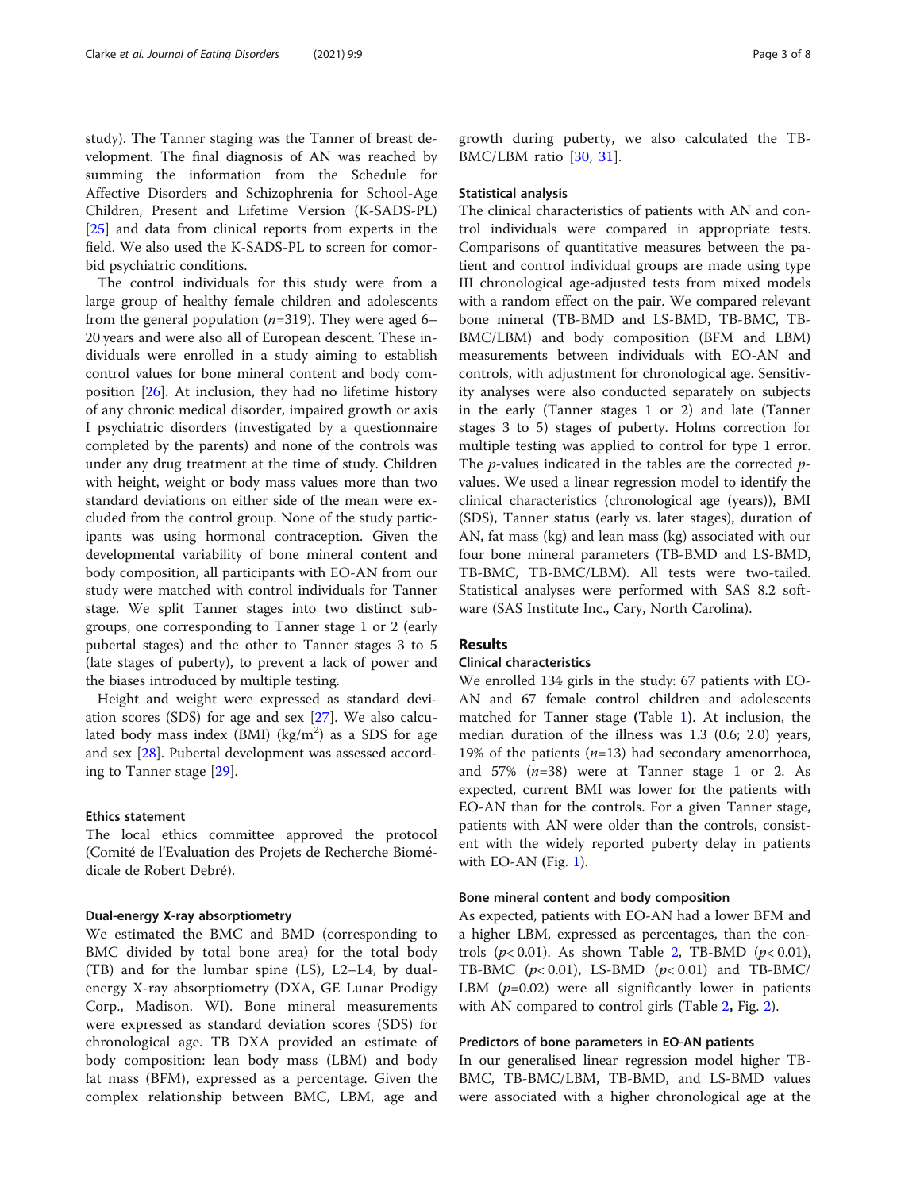study). The Tanner staging was the Tanner of breast development. The final diagnosis of AN was reached by summing the information from the Schedule for Affective Disorders and Schizophrenia for School-Age Children, Present and Lifetime Version (K-SADS-PL) [25] and data from clinical reports from experts in the field. We also used the K-SADS-PL to screen for comorbid psychiatric conditions.

The control individuals for this study were from a large group of healthy female children and adolescents from the general population ($n$=319). They were aged 6–20 years and were also all of European descent. These individuals were enrolled in a study aiming to establish control values for bone mineral content and body composition [26]. At inclusion, they had no lifetime history of any chronic medical disorder, impaired growth or axis I psychiatric disorders (investigated by a questionnaire completed by the parents) and none of the controls was under any drug treatment at the time of study. Children with height, weight or body mass values more than two standard deviations on either side of the mean were excluded from the control group. None of the study participants was using hormonal contraception. Given the developmental variability of bone mineral content and body composition, all participants with EO-AN from our study were matched with control individuals for Tanner stage. We split Tanner stages into two distinct subgroups, one corresponding to Tanner stage 1 or 2 (early pubertal stages) and the other to Tanner stages 3 to 5 (late stages of puberty), to prevent a lack of power and the biases introduced by multiple testing.

Height and weight were expressed as standard deviation scores (SDS) for age and sex [27]. We also calculated body mass index (BMI) (kg/m$^2$) as a SDS for age and sex [28]. Pubertal development was assessed according to Tanner stage [29].

#### Ethics statement

The local ethics committee approved the protocol (Comité de l'Evaluation des Projets de Recherche Biomédicale de Robert Debré).

#### Dual-energy X-ray absorptiometry

We estimated the BMC and BMD (corresponding to BMC divided by total bone area) for the total body (TB) and for the lumbar spine (LS), L2–L4, by dual-energy X-ray absorptiometry (DXA, GE Lunar Prodigy Corp., Madison. WI). Bone mineral measurements were expressed as standard deviation scores (SDS) for chronological age. TB DXA provided an estimate of body composition: lean body mass (LBM) and body fat mass (BFM), expressed as a percentage. Given the complex relationship between BMC, LBM, age and growth during puberty, we also calculated the TB-BMC/LBM ratio [30, 31].

#### Statistical analysis

The clinical characteristics of patients with AN and control individuals were compared in appropriate tests. Comparisons of quantitative measures between the patient and control individual groups are made using type III chronological age-adjusted tests from mixed models with a random effect on the pair. We compared relevant bone mineral (TB-BMD and LS-BMD, TB-BMC, TB-BMC/LBM) and body composition (BFM and LBM) measurements between individuals with EO-AN and controls, with adjustment for chronological age. Sensitivity analyses were also conducted separately on subjects in the early (Tanner stages 1 or 2) and late (Tanner stages 3 to 5) stages of puberty. Holms correction for multiple testing was applied to control for type 1 error. The $p$-values indicated in the tables are the corrected $p$-values. We used a linear regression model to identify the clinical characteristics (chronological age (years)), BMI (SDS), Tanner status (early vs. later stages), duration of AN, fat mass (kg) and lean mass (kg) associated with our four bone mineral parameters (TB-BMD and LS-BMD, TB-BMC, TB-BMC/LBM). All tests were two-tailed. Statistical analyses were performed with SAS 8.2 software (SAS Institute Inc., Cary, North Carolina).

## Results

### Clinical characteristics

We enrolled 134 girls in the study: 67 patients with EO-AN and 67 female control children and adolescents matched for Tanner stage (Table 1). At inclusion, the median duration of the illness was 1.3 (0.6; 2.0) years, 19% of the patients ($n$=13) had secondary amenorrhoea, and 57% ($n$=38) were at Tanner stage 1 or 2. As expected, current BMI was lower for the patients with EO-AN than for the controls. For a given Tanner stage, patients with AN were older than the controls, consistent with the widely reported puberty delay in patients with EO-AN (Fig. 1).

#### Bone mineral content and body composition

As expected, patients with EO-AN had a lower BFM and a higher LBM, expressed as percentages, than the controls ($p$< 0.01). As shown Table 2, TB-BMD ($p$< 0.01), TB-BMC ($p$< 0.01), LS-BMD ($p$< 0.01) and TB-BMC/LBM ($p$=0.02) were all significantly lower in patients with AN compared to control girls (Table 2, Fig. 2).

#### Predictors of bone parameters in EO-AN patients

In our generalised linear regression model higher TB-BMC, TB-BMC/LBM, TB-BMD, and LS-BMD values were associated with a higher chronological age at the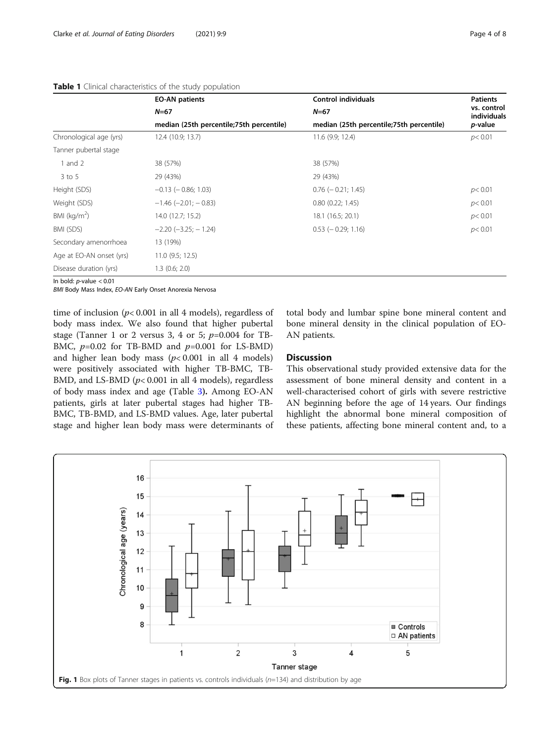**Table 1** Clinical characteristics of the study population

| | EO-AN patients $N$=67 median (25th percentile;75th percentile) | Control individuals $N$=67 median (25th percentile;75th percentile) | Patients vs. control individuals $p$-value |
|---|---|---|---|
| Chronological age (yrs) | 12.4 (10.9; 13.7) | 11.6 (9.9; 12.4) | $p< 0.01$ |
| Tanner pubertal stage | | | |
| 1 and 2 | 38 (57%) | 38 (57%) | |
| 3 to 5 | 29 (43%) | 29 (43%) | |
| Height (SDS) | −0.13 (− 0.86; 1.03) | 0.76 (− 0.21; 1.45) | $p< 0.01$ |
| Weight (SDS) | −1.46 (−2.01; − 0.83) | 0.80 (0.22; 1.45) | $p< 0.01$ |
| BMI (kg/m$^2$) | 14.0 (12.7; 15.2) | 18.1 (16.5; 20.1) | $p< 0.01$ |
| BMI (SDS) | −2.20 (−3.25; − 1.24) | 0.53 (− 0.29; 1.16) | $p< 0.01$ |
| Secondary amenorrhoea | 13 (19%) | | |
| Age at EO-AN onset (yrs) | 11.0 (9.5; 12.5) | | |
| Disease duration (yrs) | 1.3 (0.6; 2.0) | | |

In bold: $p$-value < 0.01

*BMI* Body Mass Index, *EO-AN* Early Onset Anorexia Nervosa

time of inclusion ($p< 0.001$ in all 4 models), regardless of body mass index. We also found that higher pubertal stage (Tanner 1 or 2 versus 3, 4 or 5; $p$=0.004 for TB-BMC, $p$=0.02 for TB-BMD and $p$=0.001 for LS-BMD) and higher lean body mass ($p< 0.001$ in all 4 models) were positively associated with higher TB-BMC, TB-BMD, and LS-BMD ($p< 0.001$ in all 4 models), regardless of body mass index and age (Table 3). Among EO-AN patients, girls at later pubertal stages had higher TB-BMC, TB-BMD, and LS-BMD values. Age, later pubertal stage and higher lean body mass were determinants of total body and lumbar spine bone mineral content and bone mineral density in the clinical population of EO-AN patients.

## Discussion

This observational study provided extensive data for the assessment of bone mineral density and content in a well-characterised cohort of girls with severe restrictive AN beginning before the age of 14 years. Our findings highlight the abnormal bone mineral composition of these patients, affecting bone mineral content and, to a

**Fig. 1** Box plots of Tanner stages in patients vs. controls individuals ($n$=134) and distribution by age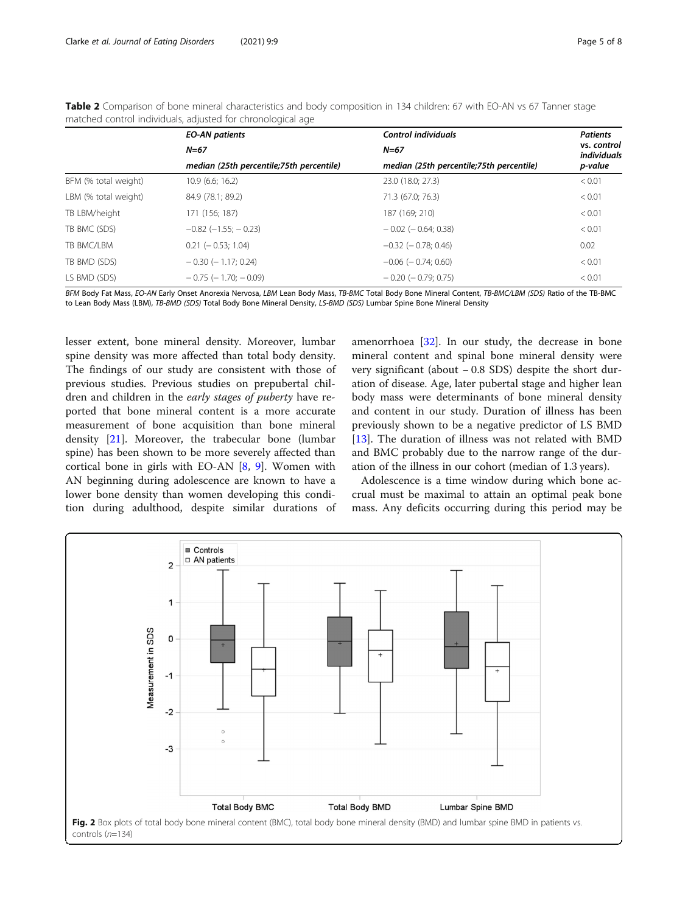**Table 2** Comparison of bone mineral characteristics and body composition in 134 children: 67 with EO-AN vs 67 Tanner stage matched control individuals, adjusted for chronological age

| | *EO-AN patients* *N=67* *median (25th percentile;75th percentile)* | *Control individuals* *N=67* *median (25th percentile;75th percentile)* | *Patients vs. control individuals p-value* |
|---|---|---|---|
| BFM (% total weight) | 10.9 (6.6; 16.2) | 23.0 (18.0; 27.3) | < 0.01 |
| LBM (% total weight) | 84.9 (78.1; 89.2) | 71.3 (67.0; 76.3) | < 0.01 |
| TB LBM/height | 171 (156; 187) | 187 (169; 210) | < 0.01 |
| TB BMC (SDS) | −0.82 (−1.55; − 0.23) | − 0.02 (− 0.64; 0.38) | < 0.01 |
| TB BMC/LBM | 0.21 (− 0.53; 1.04) | −0.32 (− 0.78; 0.46) | 0.02 |
| TB BMD (SDS) | − 0.30 (− 1.17; 0.24) | −0.06 (− 0.74; 0.60) | < 0.01 |
| LS BMD (SDS) | − 0.75 (− 1.70; − 0.09) | − 0.20 (− 0.79; 0.75) | < 0.01 |

*BFM* Body Fat Mass, *EO-AN* Early Onset Anorexia Nervosa, *LBM* Lean Body Mass, *TB-BMC* Total Body Bone Mineral Content, *TB-BMC/LBM (SDS)* Ratio of the TB-BMC to Lean Body Mass (LBM), *TB-BMD (SDS)* Total Body Bone Mineral Density, *LS-BMD (SDS)* Lumbar Spine Bone Mineral Density

lesser extent, bone mineral density. Moreover, lumbar spine density was more affected than total body density. The findings of our study are consistent with those of previous studies. Previous studies on prepubertal children and children in the *early stages of puberty* have reported that bone mineral content is a more accurate measurement of bone acquisition than bone mineral density [21]. Moreover, the trabecular bone (lumbar spine) has been shown to be more severely affected than cortical bone in girls with EO-AN [8, 9]. Women with AN beginning during adolescence are known to have a lower bone density than women developing this condition during adulthood, despite similar durations of amenorrhoea [32]. In our study, the decrease in bone mineral content and spinal bone mineral density were very significant (about − 0.8 SDS) despite the short duration of disease. Age, later pubertal stage and higher lean body mass were determinants of bone mineral density and content in our study. Duration of illness has been previously shown to be a negative predictor of LS BMD [13]. The duration of illness was not related with BMD and BMC probably due to the narrow range of the duration of the illness in our cohort (median of 1.3 years).

Adolescence is a time window during which bone accrual must be maximal to attain an optimal peak bone mass. Any deficits occurring during this period may be

**Fig. 2** Box plots of total body bone mineral content (BMC), total body bone mineral density (BMD) and lumbar spine BMD in patients vs. controls (*n*=134)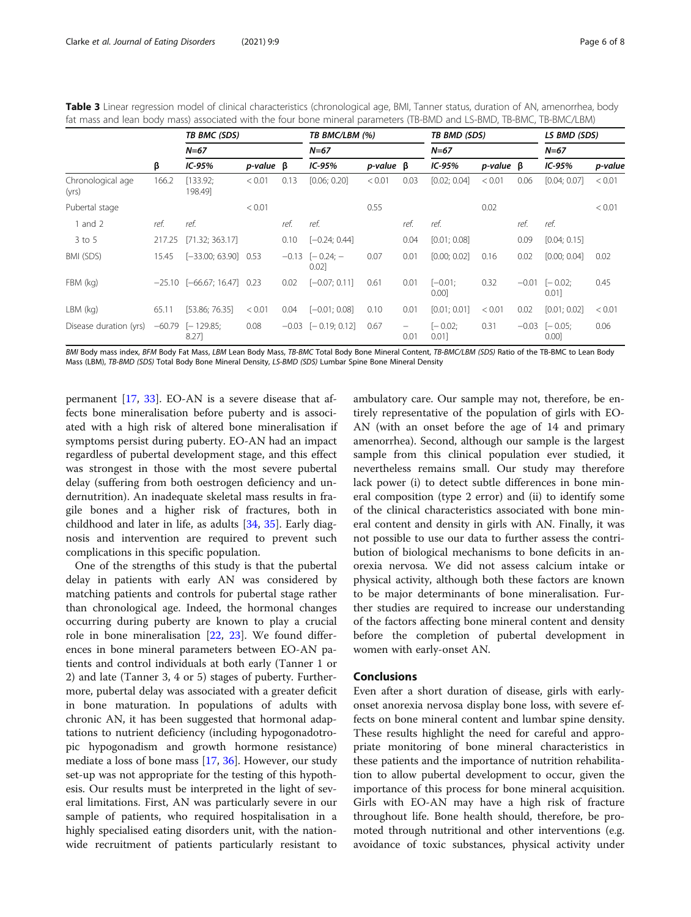**Table 3** Linear regression model of clinical characteristics (chronological age, BMI, Tanner status, duration of AN, amenorrhea, body fat mass and lean body mass) associated with the four bone mineral parameters (TB-BMD and LS-BMD, TB-BMC, TB-BMC/LBM)

| | TB BMC (SDS) | | | TB BMC/LBM (%) | | | TB BMD (SDS) | | | LS BMD (SDS) | | |
|---|---|---|---|---|---|---|---|---|---|---|---|---|
| | N=67 | | | N=67 | | | N=67 | | | N=67 | | |
| | β | IC-95% | p-value | β | IC-95% | p-value | β | IC-95% | p-value | β | IC-95% | p-value |
| Chronological age (yrs) | 166.2 | [133.92; 198.49] | < 0.01 | 0.13 | [0.06; 0.20] | < 0.01 | 0.03 | [0.02; 0.04] | < 0.01 | 0.06 | [0.04; 0.07] | < 0.01 |
| Pubertal stage | | | < 0.01 | | | 0.55 | | | 0.02 | | | < 0.01 |
| 1 and 2 | ref. | ref. | | ref. | ref. | | ref. | ref. | | ref. | ref. | |
| 3 to 5 | 217.25 | [71.32; 363.17] | | 0.10 | [−0.24; 0.44] | | 0.04 | [0.01; 0.08] | | 0.09 | [0.04; 0.15] | |
| BMI (SDS) | 15.45 | [−33.00; 63.90] | 0.53 | −0.13 | [− 0.24; − 0.02] | 0.07 | 0.01 | [0.00; 0.02] | 0.16 | 0.02 | [0.00; 0.04] | 0.02 |
| FBM (kg) | −25.10 | [−66.67; 16.47] | 0.23 | 0.02 | [−0.07; 0.11] | 0.61 | 0.01 | [−0.01; 0.00] | 0.32 | −0.01 | [− 0.02; 0.01] | 0.45 |
| LBM (kg) | 65.11 | [53.86; 76.35] | < 0.01 | 0.04 | [−0.01; 0.08] | 0.10 | 0.01 | [0.01; 0.01] | < 0.01 | 0.02 | [0.01; 0.02] | < 0.01 |
| Disease duration (yrs) | −60.79 | [− 129.85; 8.27] | 0.08 | −0.03 | [− 0.19; 0.12] | 0.67 | − 0.01 | [− 0.02; 0.01] | 0.31 | −0.03 | [− 0.05; 0.00] | 0.06 |

*BMI* Body mass index, *BFM* Body Fat Mass, *LBM* Lean Body Mass, *TB-BMC* Total Body Bone Mineral Content, *TB-BMC/LBM (SDS)* Ratio of the TB-BMC to Lean Body Mass (LBM), *TB-BMD (SDS)* Total Body Bone Mineral Density, *LS-BMD (SDS)* Lumbar Spine Bone Mineral Density

permanent [17, 33]. EO-AN is a severe disease that affects bone mineralisation before puberty and is associated with a high risk of altered bone mineralisation if symptoms persist during puberty. EO-AN had an impact regardless of pubertal development stage, and this effect was strongest in those with the most severe pubertal delay (suffering from both oestrogen deficiency and undernutrition). An inadequate skeletal mass results in fragile bones and a higher risk of fractures, both in childhood and later in life, as adults [34, 35]. Early diagnosis and intervention are required to prevent such complications in this specific population.

One of the strengths of this study is that the pubertal delay in patients with early AN was considered by matching patients and controls for pubertal stage rather than chronological age. Indeed, the hormonal changes occurring during puberty are known to play a crucial role in bone mineralisation [22, 23]. We found differences in bone mineral parameters between EO-AN patients and control individuals at both early (Tanner 1 or 2) and late (Tanner 3, 4 or 5) stages of puberty. Furthermore, pubertal delay was associated with a greater deficit in bone maturation. In populations of adults with chronic AN, it has been suggested that hormonal adaptations to nutrient deficiency (including hypogonadotropic hypogonadism and growth hormone resistance) mediate a loss of bone mass [17, 36]. However, our study set-up was not appropriate for the testing of this hypothesis. Our results must be interpreted in the light of several limitations. First, AN was particularly severe in our sample of patients, who required hospitalisation in a highly specialised eating disorders unit, with the nationwide recruitment of patients particularly resistant to ambulatory care. Our sample may not, therefore, be entirely representative of the population of girls with EO-AN (with an onset before the age of 14 and primary amenorrhea). Second, although our sample is the largest sample from this clinical population ever studied, it nevertheless remains small. Our study may therefore lack power (i) to detect subtle differences in bone mineral composition (type 2 error) and (ii) to identify some of the clinical characteristics associated with bone mineral content and density in girls with AN. Finally, it was not possible to use our data to further assess the contribution of biological mechanisms to bone deficits in anorexia nervosa. We did not assess calcium intake or physical activity, although both these factors are known to be major determinants of bone mineralisation. Further studies are required to increase our understanding of the factors affecting bone mineral content and density before the completion of pubertal development in women with early-onset AN.

## Conclusions

Even after a short duration of disease, girls with early-onset anorexia nervosa display bone loss, with severe effects on bone mineral content and lumbar spine density. These results highlight the need for careful and appropriate monitoring of bone mineral characteristics in these patients and the importance of nutrition rehabilitation to allow pubertal development to occur, given the importance of this process for bone mineral acquisition. Girls with EO-AN may have a high risk of fracture throughout life. Bone health should, therefore, be promoted through nutritional and other interventions (e.g. avoidance of toxic substances, physical activity under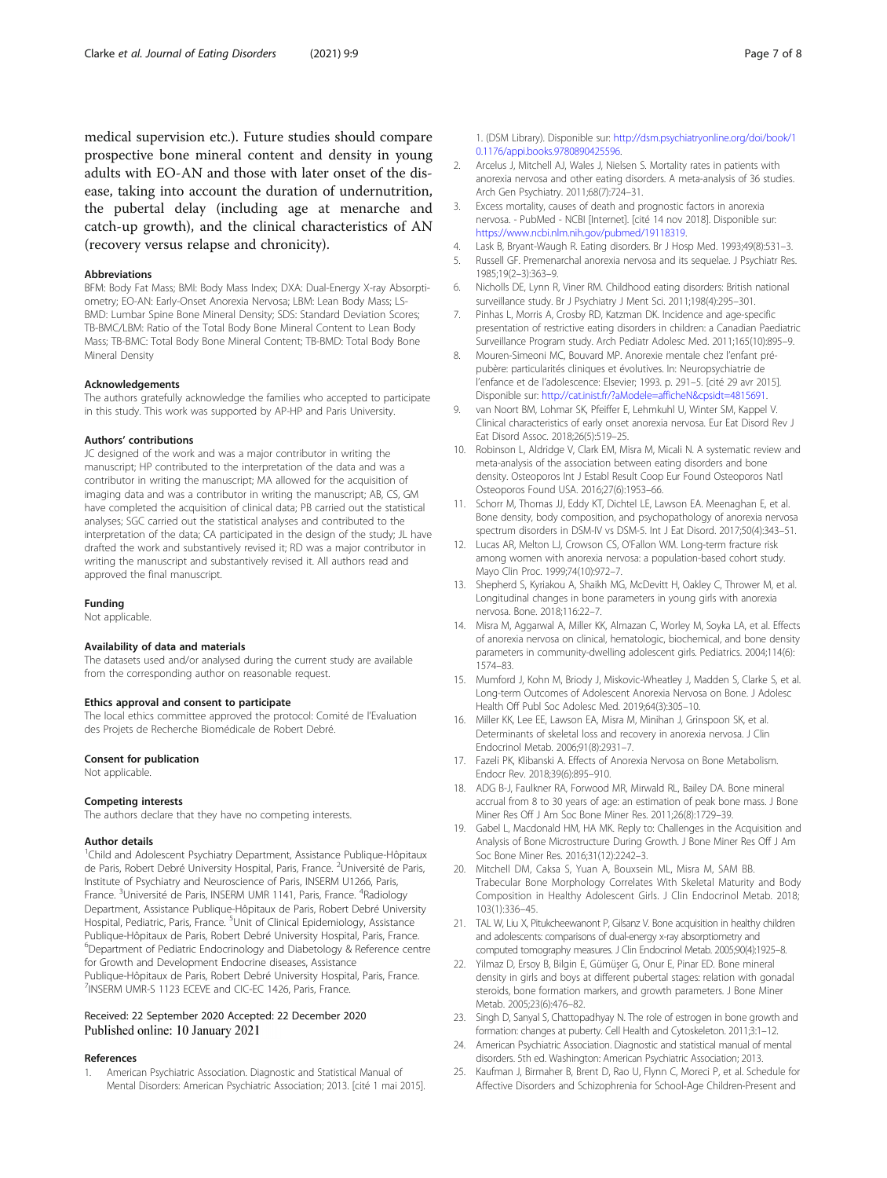medical supervision etc.). Future studies should compare prospective bone mineral content and density in young adults with EO-AN and those with later onset of the disease, taking into account the duration of undernutrition, the pubertal delay (including age at menarche and catch-up growth), and the clinical characteristics of AN (recovery versus relapse and chronicity).

### Abbreviations

BFM: Body Fat Mass; BMI: Body Mass Index; DXA: Dual-Energy X-ray Absorptiometry; EO-AN: Early-Onset Anorexia Nervosa; LBM: Lean Body Mass; LS-BMD: Lumbar Spine Bone Mineral Density; SDS: Standard Deviation Scores; TB-BMC/LBM: Ratio of the Total Body Bone Mineral Content to Lean Body Mass; TB-BMC: Total Body Bone Mineral Content; TB-BMD: Total Body Bone Mineral Density

### Acknowledgements

The authors gratefully acknowledge the families who accepted to participate in this study. This work was supported by AP-HP and Paris University.

### Authors' contributions

JC designed of the work and was a major contributor in writing the manuscript; HP contributed to the interpretation of the data and was a contributor in writing the manuscript; MA allowed for the acquisition of imaging data and was a contributor in writing the manuscript; AB, CS, GM have completed the acquisition of clinical data; PB carried out the statistical analyses; SGC carried out the statistical analyses and contributed to the interpretation of the data; CA participated in the design of the study; JL have drafted the work and substantively revised it; RD was a major contributor in writing the manuscript and substantively revised it. All authors read and approved the final manuscript.

### Funding

Not applicable.

### Availability of data and materials

The datasets used and/or analysed during the current study are available from the corresponding author on reasonable request.

### Ethics approval and consent to participate

The local ethics committee approved the protocol: Comité de l'Evaluation des Projets de Recherche Biomédicale de Robert Debré.

### Consent for publication

Not applicable.

### Competing interests

The authors declare that they have no competing interests.

### Author details

[1]Child and Adolescent Psychiatry Department, Assistance Publique-Hôpitaux de Paris, Robert Debré University Hospital, Paris, France. [2]Université de Paris, Institute of Psychiatry and Neuroscience of Paris, INSERM U1266, Paris, France. [3]Université de Paris, INSERM UMR 1141, Paris, France. [4]Radiology Department, Assistance Publique-Hôpitaux de Paris, Robert Debré University Hospital, Pediatric, Paris, France. [5]Unit of Clinical Epidemiology, Assistance Publique-Hôpitaux de Paris, Robert Debré University Hospital, Paris, France. [6]Department of Pediatric Endocrinology and Diabetology & Reference centre for Growth and Development Endocrine diseases, Assistance Publique-Hôpitaux de Paris, Robert Debré University Hospital, Paris, France. [7]INSERM UMR-S 1123 ECEVE and CIC-EC 1426, Paris, France.

Received: 22 September 2020 Accepted: 22 December 2020
Published online: 10 January 2021

### References

1. American Psychiatric Association. Diagnostic and Statistical Manual of Mental Disorders: American Psychiatric Association; 2013. [cité 1 mai 2015]. 1. (DSM Library). Disponible sur: http://dsm.psychiatryonline.org/doi/book/10.1176/appi.books.9780890425596.
2. Arcelus J, Mitchell AJ, Wales J, Nielsen S. Mortality rates in patients with anorexia nervosa and other eating disorders. A meta-analysis of 36 studies. Arch Gen Psychiatry. 2011;68(7):724–31.
3. Excess mortality, causes of death and prognostic factors in anorexia nervosa. - PubMed - NCBI [Internet]. [cité 14 nov 2018]. Disponible sur: https://www.ncbi.nlm.nih.gov/pubmed/19118319.
4. Lask B, Bryant-Waugh R. Eating disorders. Br J Hosp Med. 1993;49(8):531–3.
5. Russell GF. Premenarchal anorexia nervosa and its sequelae. J Psychiatr Res. 1985;19(2–3):363–9.
6. Nicholls DE, Lynn R, Viner RM. Childhood eating disorders: British national surveillance study. Br J Psychiatry J Ment Sci. 2011;198(4):295–301.
7. Pinhas L, Morris A, Crosby RD, Katzman DK. Incidence and age-specific presentation of restrictive eating disorders in children: a Canadian Paediatric Surveillance Program study. Arch Pediatr Adolesc Med. 2011;165(10):895–9.
8. Mouren-Simeoni MC, Bouvard MP. Anorexie mentale chez l'enfant prépubère: particularités cliniques et évolutives. In: Neuropsychiatrie de l'enfance et de l'adolescence: Elsevier; 1993. p. 291–5. [cité 29 avr 2015]. Disponible sur: http://cat.inist.fr/?aModele=afficheN&cpsidt=4815691.
9. van Noort BM, Lohmar SK, Pfeiffer E, Lehmkuhl U, Winter SM, Kappel V. Clinical characteristics of early onset anorexia nervosa. Eur Eat Disord Rev J Eat Disord Assoc. 2018;26(5):519–25.
10. Robinson L, Aldridge V, Clark EM, Misra M, Micali N. A systematic review and meta-analysis of the association between eating disorders and bone density. Osteoporos Int J Establ Result Coop Eur Found Osteoporos Natl Osteoporos Found USA. 2016;27(6):1953–66.
11. Schorr M, Thomas JJ, Eddy KT, Dichtel LE, Lawson EA. Meenaghan E, et al. Bone density, body composition, and psychopathology of anorexia nervosa spectrum disorders in DSM-IV vs DSM-5. Int J Eat Disord. 2017;50(4):343–51.
12. Lucas AR, Melton LJ, Crowson CS, O'Fallon WM. Long-term fracture risk among women with anorexia nervosa: a population-based cohort study. Mayo Clin Proc. 1999;74(10):972–7.
13. Shepherd S, Kyriakou A, Shaikh MG, McDevitt H, Oakley C, Thrower M, et al. Longitudinal changes in bone parameters in young girls with anorexia nervosa. Bone. 2018;116:22–7.
14. Misra M, Aggarwal A, Miller KK, Almazan C, Worley M, Soyka LA, et al. Effects of anorexia nervosa on clinical, hematologic, biochemical, and bone density parameters in community-dwelling adolescent girls. Pediatrics. 2004;114(6):1574–83.
15. Mumford J, Kohn M, Briody J, Miskovic-Wheatley J, Madden S, Clarke S, et al. Long-term Outcomes of Adolescent Anorexia Nervosa on Bone. J Adolesc Health Off Publ Soc Adolesc Med. 2019;64(3):305–10.
16. Miller KK, Lee EE, Lawson EA, Misra M, Minihan J, Grinspoon SK, et al. Determinants of skeletal loss and recovery in anorexia nervosa. J Clin Endocrinol Metab. 2006;91(8):2931–7.
17. Fazeli PK, Klibanski A. Effects of Anorexia Nervosa on Bone Metabolism. Endocr Rev. 2018;39(6):895–910.
18. ADG B-J, Faulkner RA, Forwood MR, Mirwald RL, Bailey DA. Bone mineral accrual from 8 to 30 years of age: an estimation of peak bone mass. J Bone Miner Res Off J Am Soc Bone Miner Res. 2011;26(8):1729–39.
19. Gabel L, Macdonald HM, HA MK. Reply to: Challenges in the Acquisition and Analysis of Bone Microstructure During Growth. J Bone Miner Res Off J Am Soc Bone Miner Res. 2016;31(12):2242–3.
20. Mitchell DM, Caksa S, Yuan A, Bouxsein ML, Misra M, SAM BB. Trabecular Bone Morphology Correlates With Skeletal Maturity and Body Composition in Healthy Adolescent Girls. J Clin Endocrinol Metab. 2018;103(1):336–45.
21. TAL W, Liu X, Pitukcheewanont P, Gilsanz V. Bone acquisition in healthy children and adolescents: comparisons of dual-energy x-ray absorptiometry and computed tomography measures. J Clin Endocrinol Metab. 2005;90(4):1925–8.
22. Yilmaz D, Ersoy B, Bilgin E, Gümüşer G, Onur E, Pinar ED. Bone mineral density in girls and boys at different pubertal stages: relation with gonadal steroids, bone formation markers, and growth parameters. J Bone Miner Metab. 2005;23(6):476–82.
23. Singh D, Sanyal S, Chattopadhyay N. The role of estrogen in bone growth and formation: changes at puberty. Cell Health and Cytoskeleton. 2011;3:1–12.
24. American Psychiatric Association. Diagnostic and statistical manual of mental disorders. 5th ed. Washington: American Psychiatric Association; 2013.
25. Kaufman J, Birmaher B, Brent D, Rao U, Flynn C, Moreci P, et al. Schedule for Affective Disorders and Schizophrenia for School-Age Children-Present and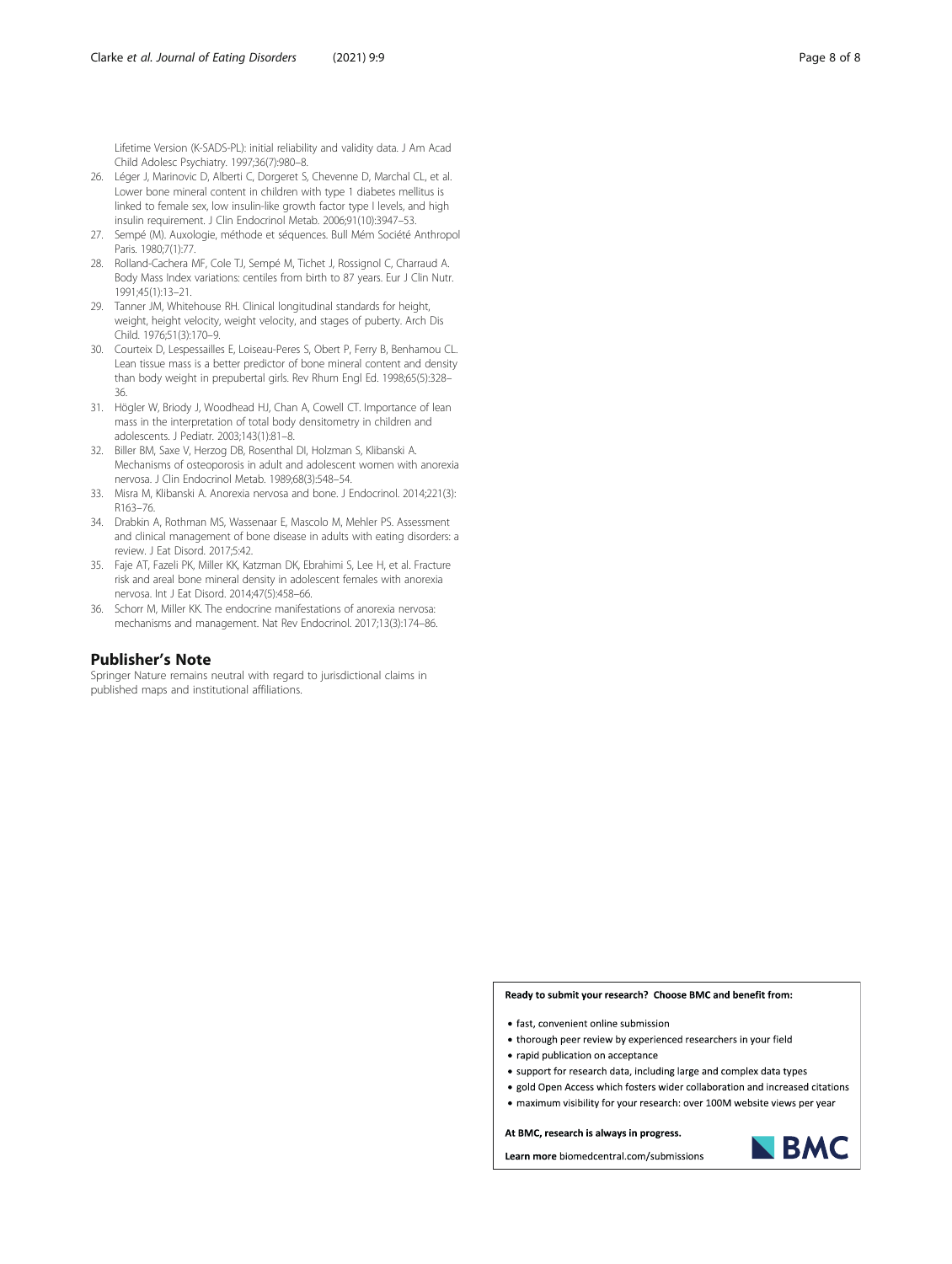Lifetime Version (K-SADS-PL): initial reliability and validity data. J Am Acad Child Adolesc Psychiatry. 1997;36(7):980–8.

26. Léger J, Marinovic D, Alberti C, Dorgeret S, Chevenne D, Marchal CL, et al. Lower bone mineral content in children with type 1 diabetes mellitus is linked to female sex, low insulin-like growth factor type I levels, and high insulin requirement. J Clin Endocrinol Metab. 2006;91(10):3947–53.
27. Sempé (M). Auxologie, méthode et séquences. Bull Mém Société Anthropol Paris. 1980;7(1):77.
28. Rolland-Cachera MF, Cole TJ, Sempé M, Tichet J, Rossignol C, Charraud A. Body Mass Index variations: centiles from birth to 87 years. Eur J Clin Nutr. 1991;45(1):13–21.
29. Tanner JM, Whitehouse RH. Clinical longitudinal standards for height, weight, height velocity, weight velocity, and stages of puberty. Arch Dis Child. 1976;51(3):170–9.
30. Courteix D, Lespessailles E, Loiseau-Peres S, Obert P, Ferry B, Benhamou CL. Lean tissue mass is a better predictor of bone mineral content and density than body weight in prepubertal girls. Rev Rhum Engl Ed. 1998;65(5):328–36.
31. Högler W, Briody J, Woodhead HJ, Chan A, Cowell CT. Importance of lean mass in the interpretation of total body densitometry in children and adolescents. J Pediatr. 2003;143(1):81–8.
32. Biller BM, Saxe V, Herzog DB, Rosenthal DI, Holzman S, Klibanski A. Mechanisms of osteoporosis in adult and adolescent women with anorexia nervosa. J Clin Endocrinol Metab. 1989;68(3):548–54.
33. Misra M, Klibanski A. Anorexia nervosa and bone. J Endocrinol. 2014;221(3):R163–76.
34. Drabkin A, Rothman MS, Wassenaar E, Mascolo M, Mehler PS. Assessment and clinical management of bone disease in adults with eating disorders: a review. J Eat Disord. 2017;5:42.
35. Faje AT, Fazeli PK, Miller KK, Katzman DK, Ebrahimi S, Lee H, et al. Fracture risk and areal bone mineral density in adolescent females with anorexia nervosa. Int J Eat Disord. 2014;47(5):458–66.
36. Schorr M, Miller KK. The endocrine manifestations of anorexia nervosa: mechanisms and management. Nat Rev Endocrinol. 2017;13(3):174–86.

## Publisher's Note

Springer Nature remains neutral with regard to jurisdictional claims in published maps and institutional affiliations.

**Ready to submit your research? Choose BMC and benefit from:**

- fast, convenient online submission
- thorough peer review by experienced researchers in your field
- rapid publication on acceptance
- support for research data, including large and complex data types
- gold Open Access which fosters wider collaboration and increased citations
- maximum visibility for your research: over 100M website views per year

**At BMC, research is always in progress.**

**Learn more** biomedcentral.com/submissions

BMC